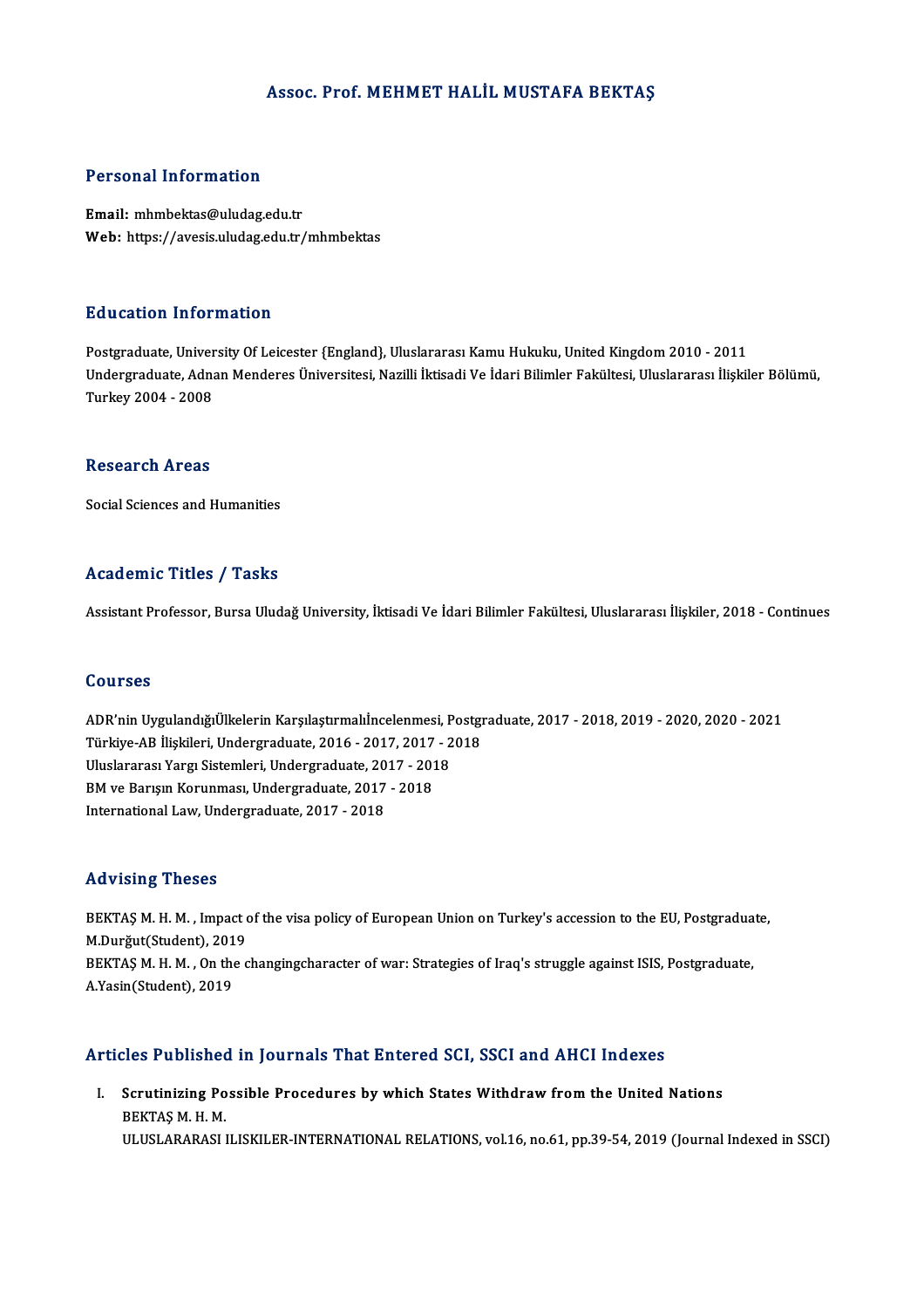# Assoc. Prof. MEHMET HALİL MUSTAFA BEKTAŞ

## Personal Information

**Email:** mhmbektas@uludag.edu.tr
**Web:** https://avesis.uludag.edu.tr/mhmbektas

## Education Information

Postgraduate, University Of Leicester {England}, Uluslararası Kamu Hukuku, United Kingdom 2010 - 2011
Undergraduate, Adnan Menderes Üniversitesi, Nazilli İktisadi Ve İdari Bilimler Fakültesi, Uluslararası İlişkiler Bölümü, Turkey 2004 - 2008

## Research Areas

Social Sciences and Humanities

## Academic Titles / Tasks

Assistant Professor, Bursa Uludağ University, İktisadi Ve İdari Bilimler Fakültesi, Uluslararası İlişkiler, 2018 - Continues

## Courses

ADR'nin UygulandığıÜlkelerin Karşılaştırmalıİncelenmesi, Postgraduate, 2017 - 2018, 2019 - 2020, 2020 - 2021
Türkiye-AB İlişkileri, Undergraduate, 2016 - 2017, 2017 - 2018
Uluslararası Yargı Sistemleri, Undergraduate, 2017 - 2018
BM ve Barışın Korunması, Undergraduate, 2017 - 2018
International Law, Undergraduate, 2017 - 2018

## Advising Theses

BEKTAŞ M. H. M. , Impact of the visa policy of European Union on Turkey's accession to the EU, Postgraduate, M.Durğut(Student), 2019
BEKTAŞ M. H. M. , On the changingcharacter of war: Strategies of Iraq's struggle against ISIS, Postgraduate, A.Yasin(Student), 2019

## Articles Published in Journals That Entered SCI, SSCI and AHCI Indexes

I. **Scrutinizing Possible Procedures by which States Withdraw from the United Nations**
BEKTAŞ M. H. M.
ULUSLARARASI ILISKILER-INTERNATIONAL RELATIONS, vol.16, no.61, pp.39-54, 2019 (Journal Indexed in SSCI)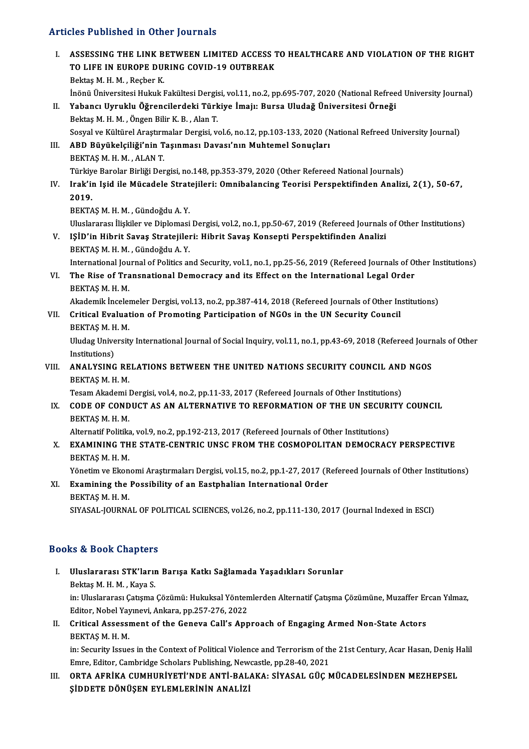## Articles Published in Other Journals

I. **ASSESSING THE LINK BETWEEN LIMITED ACCESS TO HEALTHCARE AND VIOLATION OF THE RIGHT TO LIFE IN EUROPE DURING COVID-19 OUTBREAK**
   Bektaş M. H. M. , Reçber K.
   İnönü Üniversitesi Hukuk Fakültesi Dergisi, vol.11, no.2, pp.695-707, 2020 (National Refreed University Journal)

II. **Yabancı Uyruklu Öğrencilerdeki Türkiye İmajı: Bursa Uludağ Üniversitesi Örneği**
   Bektaş M. H. M. , Öngen Bilir K. B. , Alan T.
   Sosyal ve Kültürel Araştırmalar Dergisi, vol.6, no.12, pp.103-133, 2020 (National Refreed University Journal)

III. **ABD Büyükelçiliği'nin Taşınması Davası'nın Muhtemel Sonuçları**
   BEKTAŞ M. H. M. , ALAN T.
   Türkiye Barolar Birliği Dergisi, no.148, pp.353-379, 2020 (Other Refereed National Journals)

IV. **Irak'in Işid ile Mücadele Stratejileri: Omnibalancing Teorisi Perspektifinden Analizi, 2(1), 50-67, 2019.**
   BEKTAŞ M. H. M. , Gündoğdu A. Y.
   Uluslararası İlişkiler ve Diplomasi Dergisi, vol.2, no.1, pp.50-67, 2019 (Refereed Journals of Other Institutions)

V. **IŞİD'in Hibrit Savaş Stratejileri: Hibrit Savaş Konsepti Perspektifinden Analizi**
   BEKTAŞ M. H. M. , Gündoğdu A. Y.
   International Journal of Politics and Security, vol.1, no.1, pp.25-56, 2019 (Refereed Journals of Other Institutions)

VI. **The Rise of Transnational Democracy and its Effect on the International Legal Order**
   BEKTAŞ M. H. M.
   Akademik İncelemeler Dergisi, vol.13, no.2, pp.387-414, 2018 (Refereed Journals of Other Institutions)

VII. **Critical Evaluation of Promoting Participation of NGOs in the UN Security Council**
   BEKTAŞ M. H. M.
   Uludag University International Journal of Social Inquiry, vol.11, no.1, pp.43-69, 2018 (Refereed Journals of Other Institutions)

VIII. **ANALYSING RELATIONS BETWEEN THE UNITED NATIONS SECURITY COUNCIL AND NGOS**
   BEKTAŞ M. H. M.
   Tesam Akademi Dergisi, vol.4, no.2, pp.11-33, 2017 (Refereed Journals of Other Institutions)

IX. **CODE OF CONDUCT AS AN ALTERNATIVE TO REFORMATION OF THE UN SECURITY COUNCIL**
   BEKTAŞ M. H. M.
   Alternatif Politika, vol.9, no.2, pp.192-213, 2017 (Refereed Journals of Other Institutions)

X. **EXAMINING THE STATE-CENTRIC UNSC FROM THE COSMOPOLITAN DEMOCRACY PERSPECTIVE**
   BEKTAŞ M. H. M.
   Yönetim ve Ekonomi Araştırmaları Dergisi, vol.15, no.2, pp.1-27, 2017 (Refereed Journals of Other Institutions)

XI. **Examining the Possibility of an Eastphalian International Order**
   BEKTAŞ M. H. M.
   SIYASAL-JOURNAL OF POLITICAL SCIENCES, vol.26, no.2, pp.111-130, 2017 (Journal Indexed in ESCI)

## Books & Book Chapters

I. **Uluslararası STK'ların Barışa Katkı Sağlamada Yaşadıkları Sorunlar**
   Bektaş M. H. M. , Kaya S.
   in: Uluslararası Çatışma Çözümü: Hukuksal Yöntemlerden Alternatif Çatışma Çözümüne, Muzaffer Ercan Yılmaz, Editor, Nobel Yayınevi, Ankara, pp.257-276, 2022

II. **Critical Assessment of the Geneva Call's Approach of Engaging Armed Non-State Actors**
   BEKTAŞ M. H. M.
   in: Security Issues in the Context of Political Violence and Terrorism of the 21st Century, Acar Hasan, Deniş Halil Emre, Editor, Cambridge Scholars Publishing, Newcastle, pp.28-40, 2021

III. **ORTA AFRİKA CUMHURİYETİ'NDE ANTİ-BALAKA: SİYASAL GÜÇ MÜCADELESİNDEN MEZHEPSEL ŞİDDETE DÖNÜŞEN EYLEMLERİNİN ANALİZİ**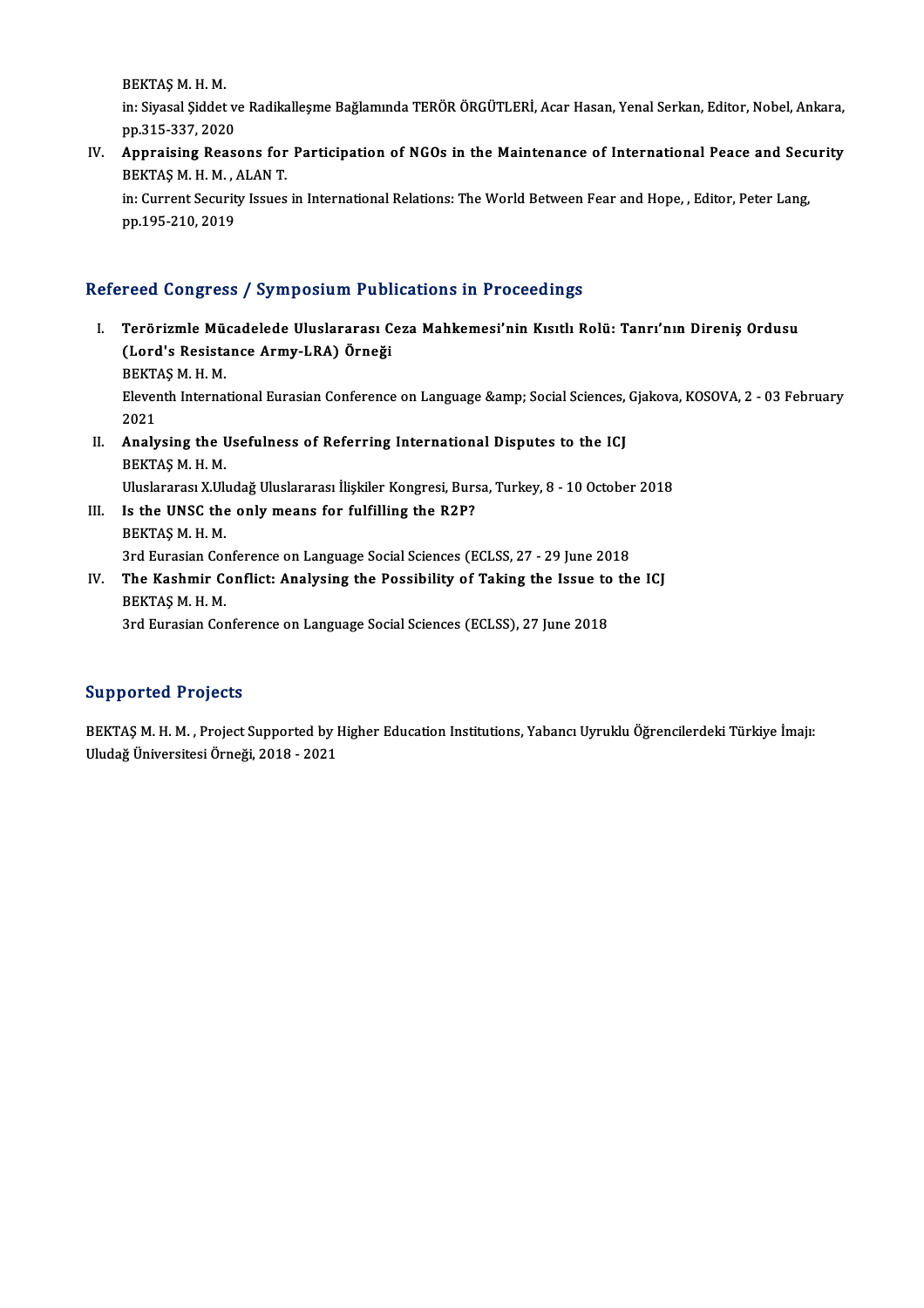BEKTAŞ M. H. M.

in: Siyasal Şiddet ve Radikalleşme Bağlamında TERÖR ÖRGÜTLERİ, Acar Hasan, Yenal Serkan, Editor, Nobel, Ankara, pp.315-337, 2020

IV. **Appraising Reasons for Participation of NGOs in the Maintenance of International Peace and Security**
BEKTAŞ M. H. M. , ALAN T.
in: Current Security Issues in International Relations: The World Between Fear and Hope, , Editor, Peter Lang, pp.195-210, 2019

## Refereed Congress / Symposium Publications in Proceedings

I. **Terörizmle Mücadelede Uluslararası Ceza Mahkemesi'nin Kısıtlı Rolü: Tanrı'nın Direniş Ordusu (Lord's Resistance Army-LRA) Örneği**
BEKTAŞ M. H. M.
Eleventh International Eurasian Conference on Language &amp; Social Sciences, Gjakova, KOSOVA, 2 - 03 February 2021

II. **Analysing the Usefulness of Referring International Disputes to the ICJ**
BEKTAŞ M. H. M.
Uluslararası X.Uludağ Uluslararası İlişkiler Kongresi, Bursa, Turkey, 8 - 10 October 2018

III. **Is the UNSC the only means for fulfilling the R2P?**
BEKTAŞ M. H. M.
3rd Eurasian Conference on Language Social Sciences (ECLSS, 27 - 29 June 2018

IV. **The Kashmir Conflict: Analysing the Possibility of Taking the Issue to the ICJ**
BEKTAŞ M. H. M.
3rd Eurasian Conference on Language Social Sciences (ECLSS), 27 June 2018

## Supported Projects

BEKTAŞ M. H. M. , Project Supported by Higher Education Institutions, Yabancı Uyruklu Öğrencilerdeki Türkiye İmajı: Uludağ Üniversitesi Örneği, 2018 - 2021